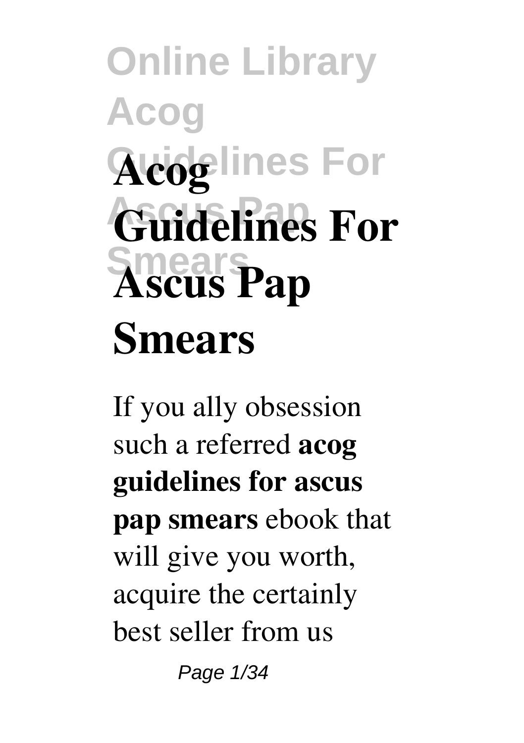# Acog Guidelines For Ascus Pap Smears

If you ally obsession such a referred **acog guidelines for ascus pap smears** ebook that will give you worth, acquire the certainly best seller from us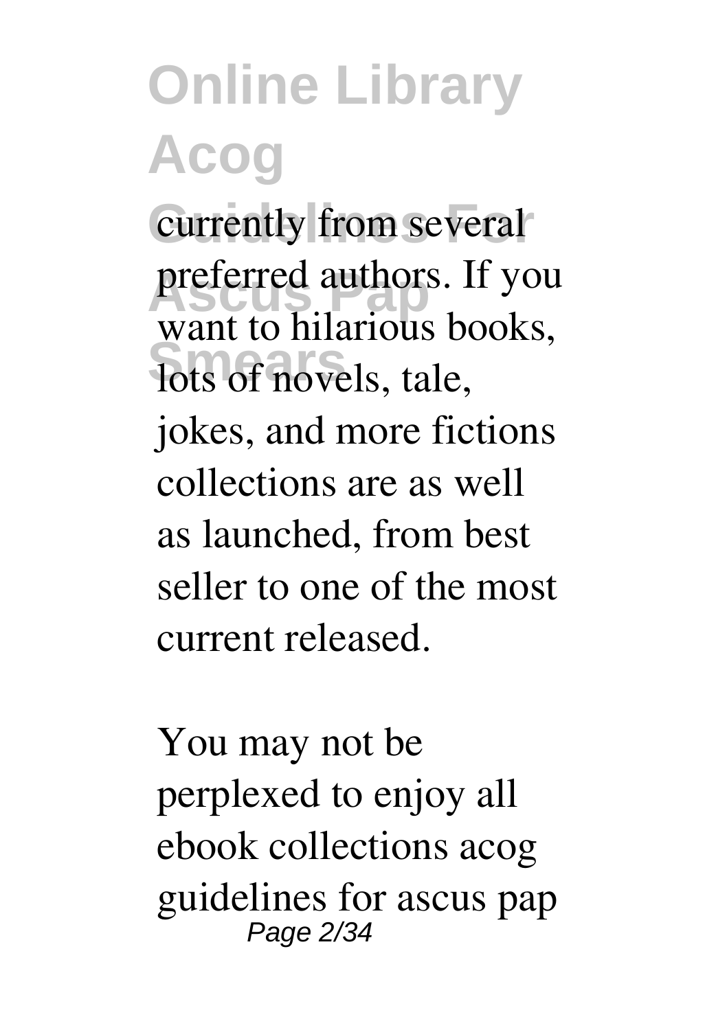currently from several preferred authors. If you want to hilarious books, lots of novels, tale, jokes, and more fictions collections are as well as launched, from best seller to one of the most current released.

You may not be perplexed to enjoy all ebook collections acog guidelines for ascus pap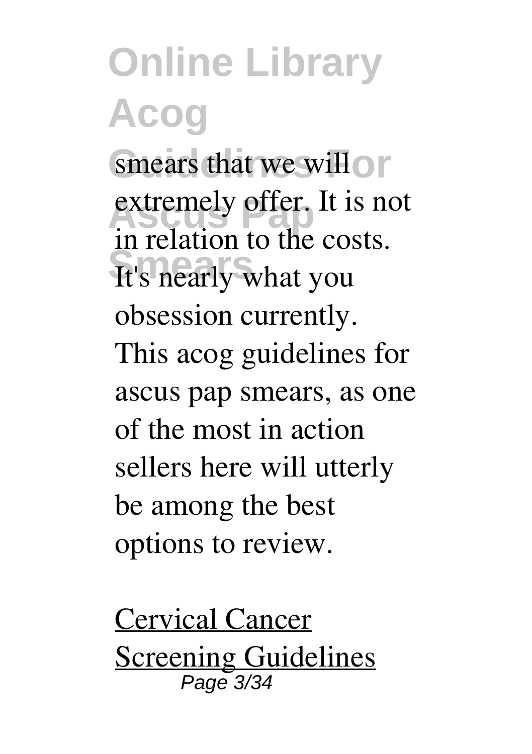smears that we will extremely offer. It is not in relation to the costs. It's nearly what you obsession currently. This acog guidelines for ascus pap smears, as one of the most in action sellers here will utterly be among the best options to review.

Cervical Cancer Screening Guidelines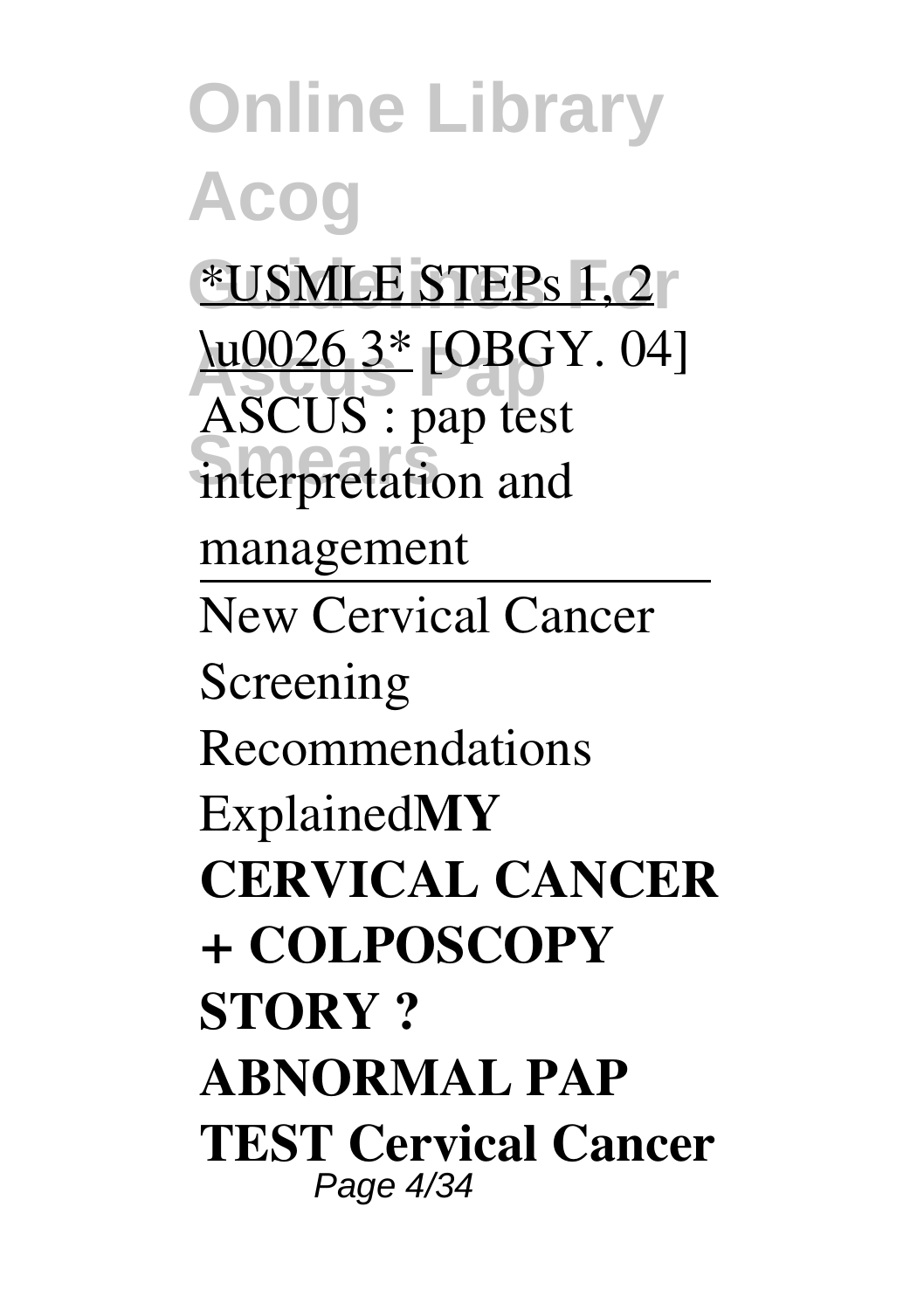*USMLE STEPs 1, 2 \u0026 3* [OBGY. 04] ASCUS : pap test interpretation and management

New Cervical Cancer Screening Recommendations Explained**MY CERVICAL CANCER + COLPOSCOPY STORY ? ABNORMAL PAP TEST Cervical Cancer**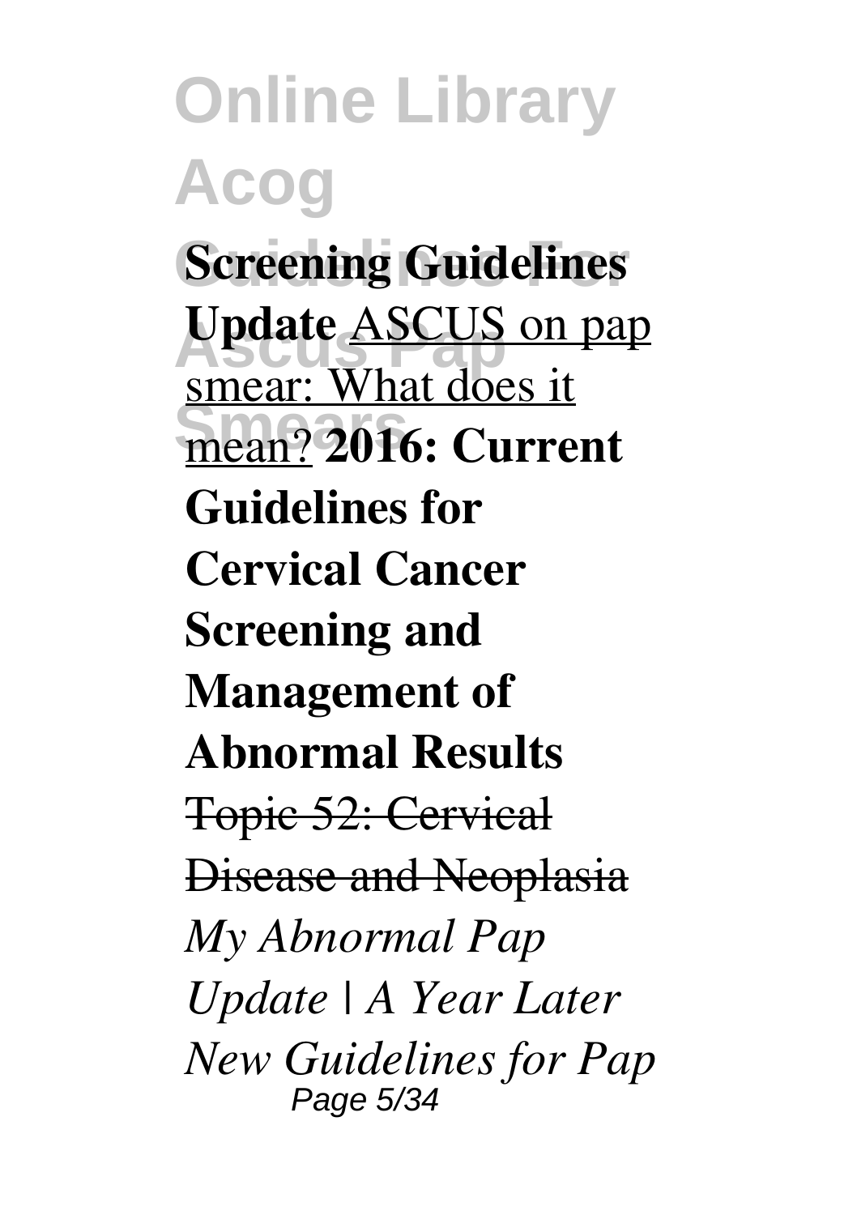**Screening Guidelines Update** ASCUS on pap smear: What does it mean? **2016: Current Guidelines for Cervical Cancer Screening and Management of Abnormal Results** ~~Topic 52: Cervical Disease and Neoplasia~~ *My Abnormal Pap Update | A Year Later New Guidelines for Pap*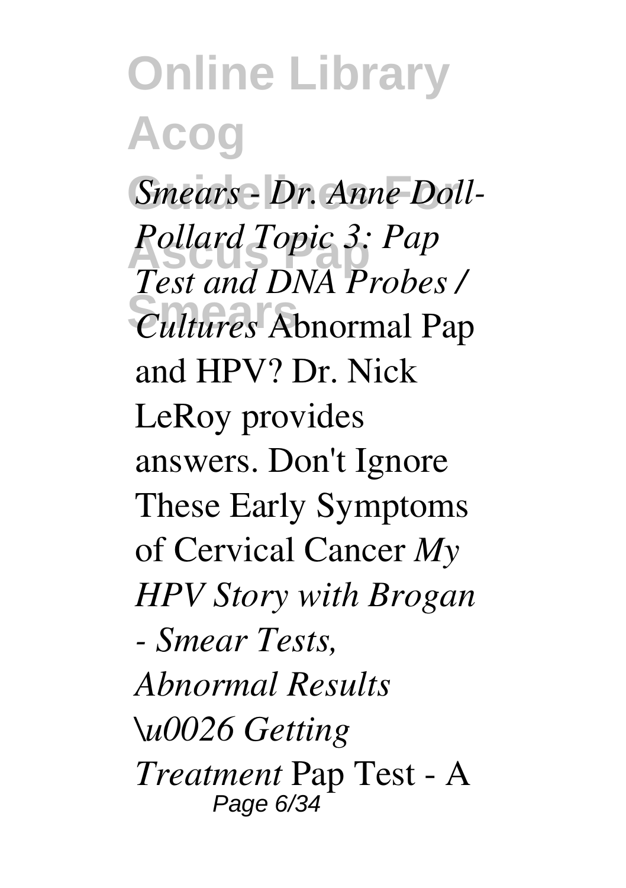*Smears - Dr. Anne Doll-Pollard Topic 3: Pap Test and DNA Probes / Cultures* Abnormal Pap and HPV? Dr. Nick LeRoy provides answers. Don't Ignore These Early Symptoms of Cervical Cancer *My HPV Story with Brogan - Smear Tests, Abnormal Results \u0026 Getting Treatment* Pap Test - A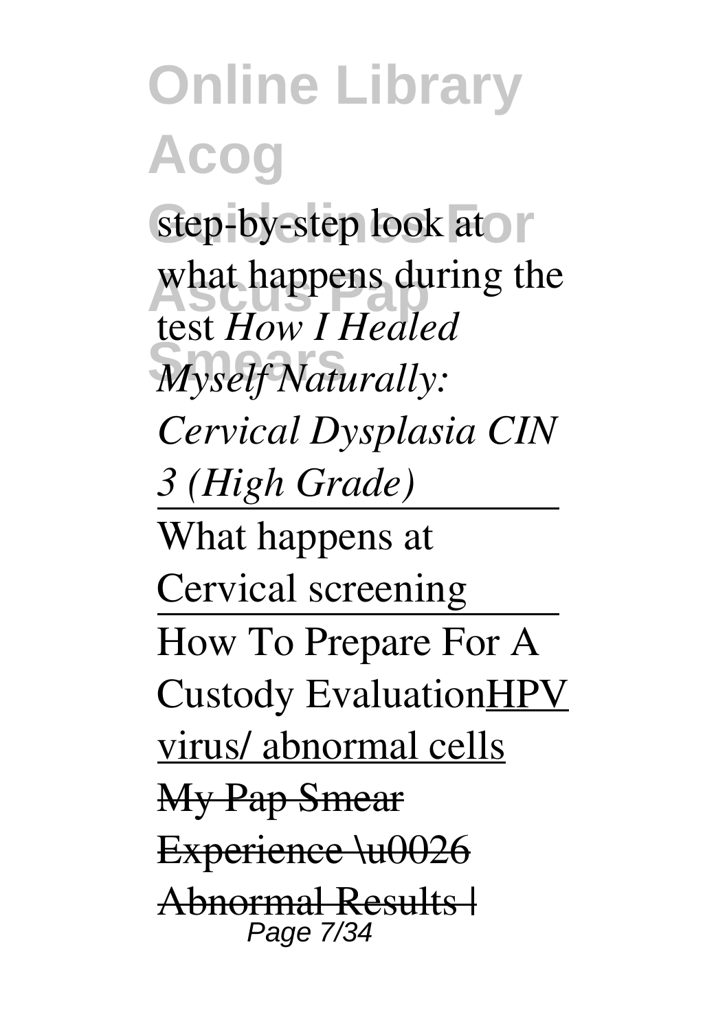step-by-step look at what happens during the test *How I Healed Myself Naturally: Cervical Dysplasia CIN 3 (High Grade)*

What happens at Cervical screening

How To Prepare For A Custody EvaluationHPV virus/ abnormal cells

~~My Pap Smear Experience \u0026 Abnormal Results |~~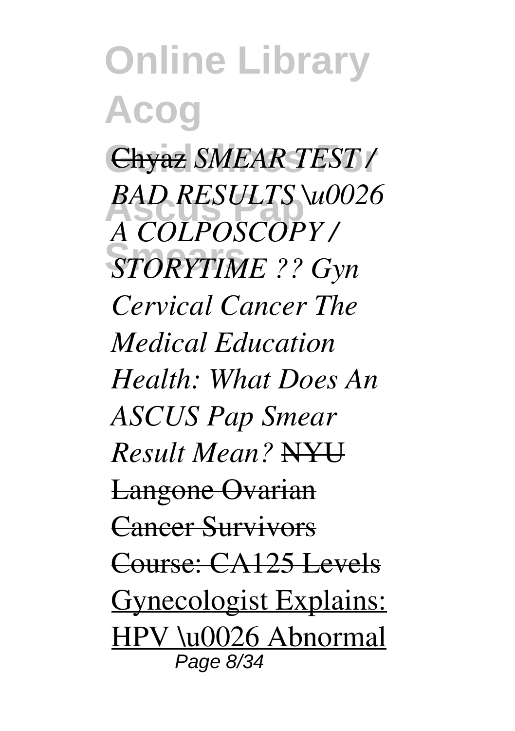~~Chyaz~~ *SMEAR TEST / BAD RESULTS \u0026 A COLPOSCOPY / STORYTIME ?? Gyn Cervical Cancer The Medical Education Health: What Does An ASCUS Pap Smear Result Mean?* ~~NYU Langone Ovarian Cancer Survivors Course: CA125 Levels~~ Gynecologist Explains: HPV \u0026 Abnormal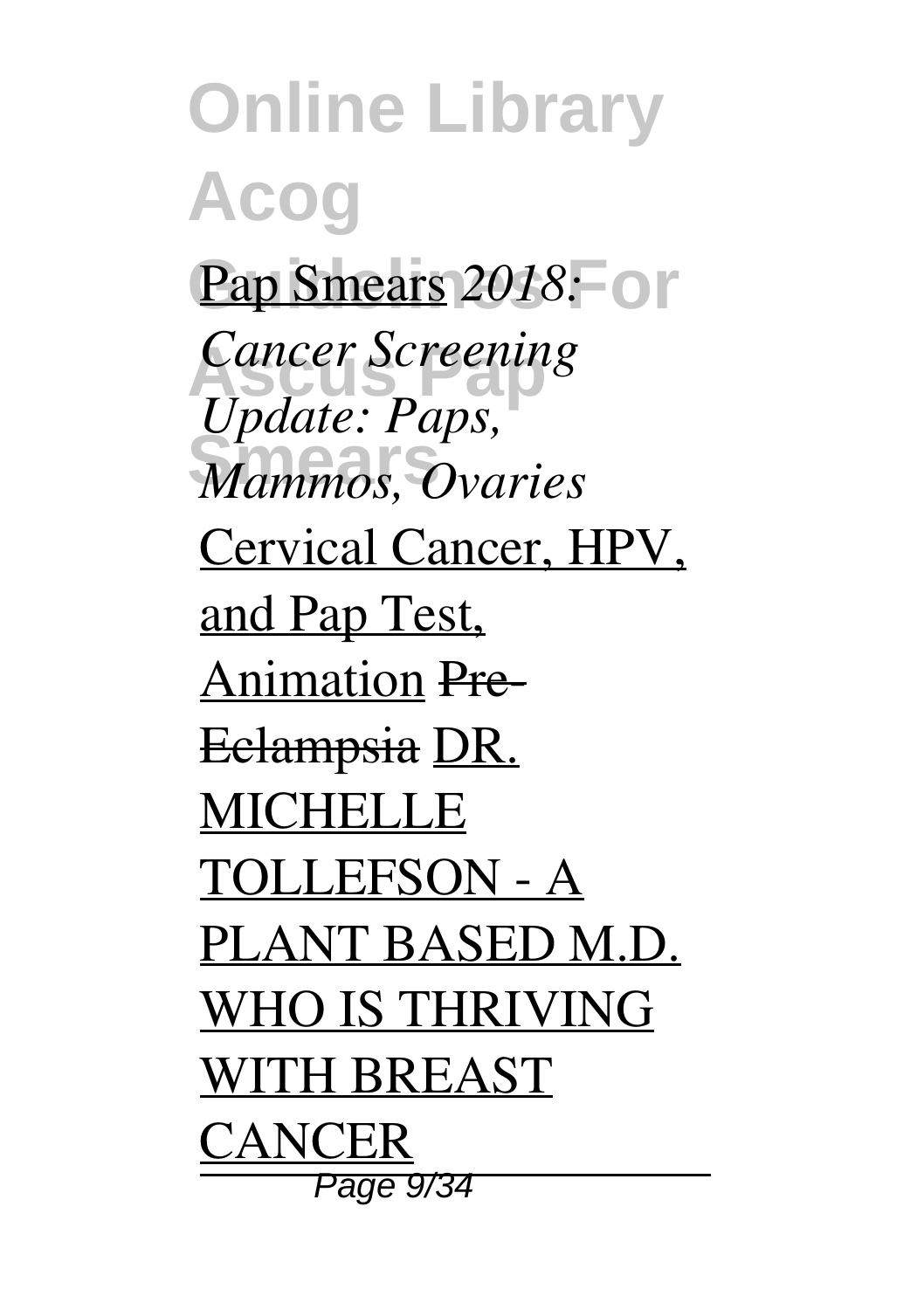Pap Smears *2018: Cancer Screening Update: Paps, Mammos, Ovaries* Cervical Cancer, HPV, and Pap Test, Animation ~~Pre-Eclampsia~~ DR. MICHELLE TOLLEFSON - A PLANT BASED M.D. WHO IS THRIVING WITH BREAST CANCER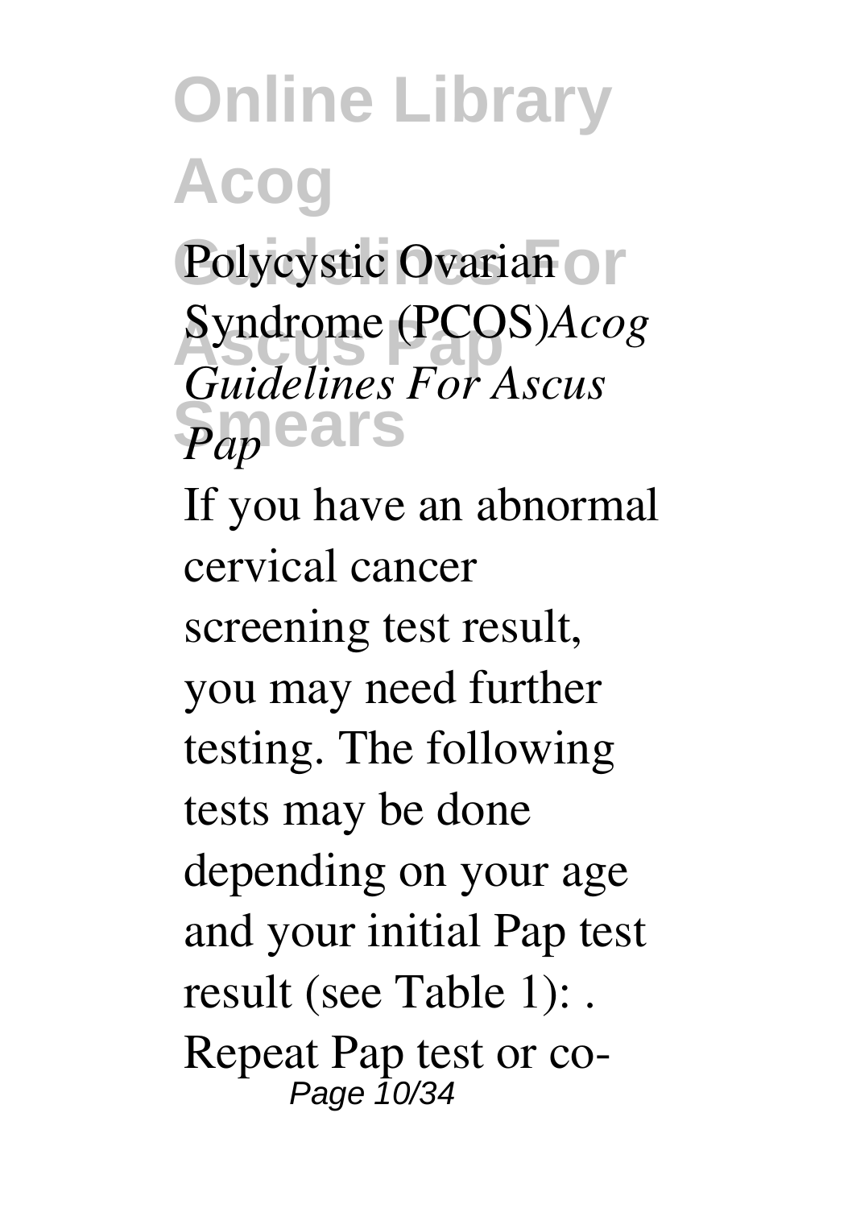Polycystic Ovarian Syndrome (PCOS)*Acog Guidelines For Ascus Pap*

If you have an abnormal cervical cancer screening test result, you may need further testing. The following tests may be done depending on your age and your initial Pap test result (see Table 1): . Repeat Pap test or co-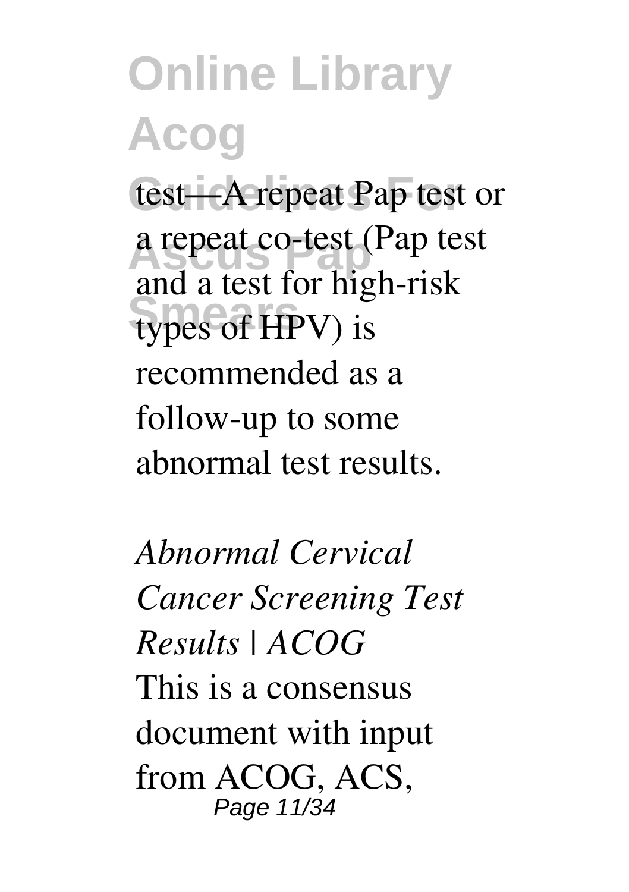test—A repeat Pap test or a repeat co-test (Pap test and a test for high-risk types of HPV) is recommended as a follow-up to some abnormal test results.

*Abnormal Cervical Cancer Screening Test Results | ACOG*

This is a consensus document with input from ACOG, ACS,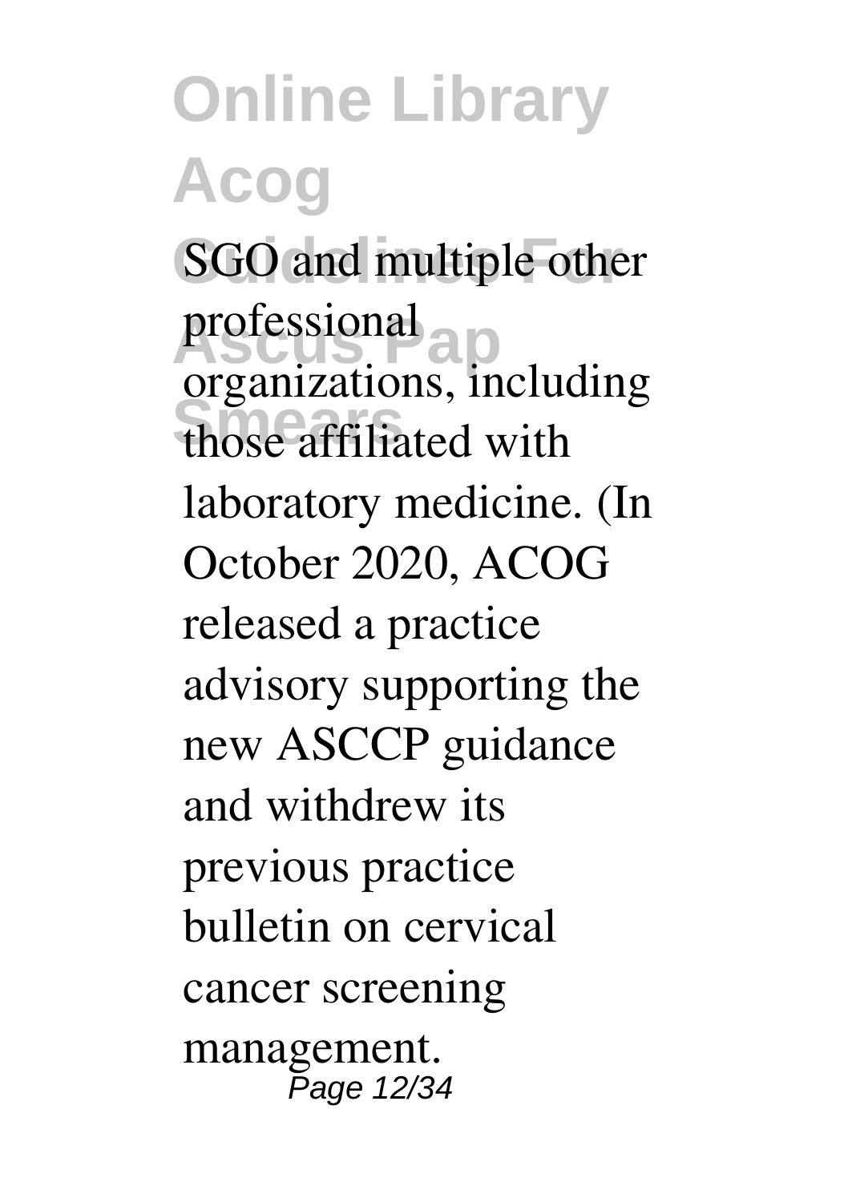SGO and multiple other professional organizations, including those affiliated with laboratory medicine. (In October 2020, ACOG released a practice advisory supporting the new ASCCP guidance and withdrew its previous practice bulletin on cervical cancer screening management.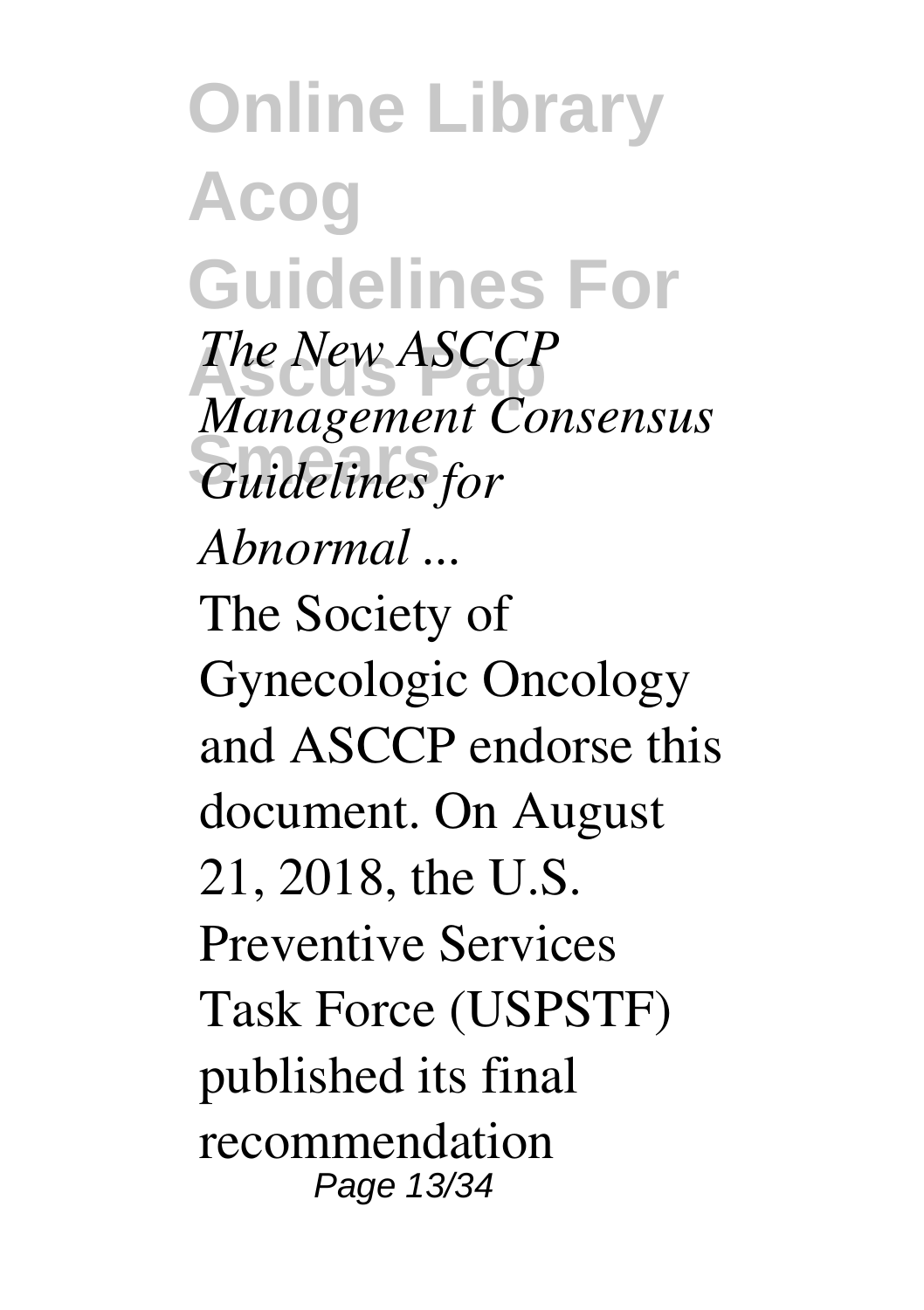*The New ASCCP Management Consensus Guidelines for Abnormal ...*

The Society of Gynecologic Oncology and ASCCP endorse this document. On August 21, 2018, the U.S. Preventive Services Task Force (USPSTF) published its final recommendation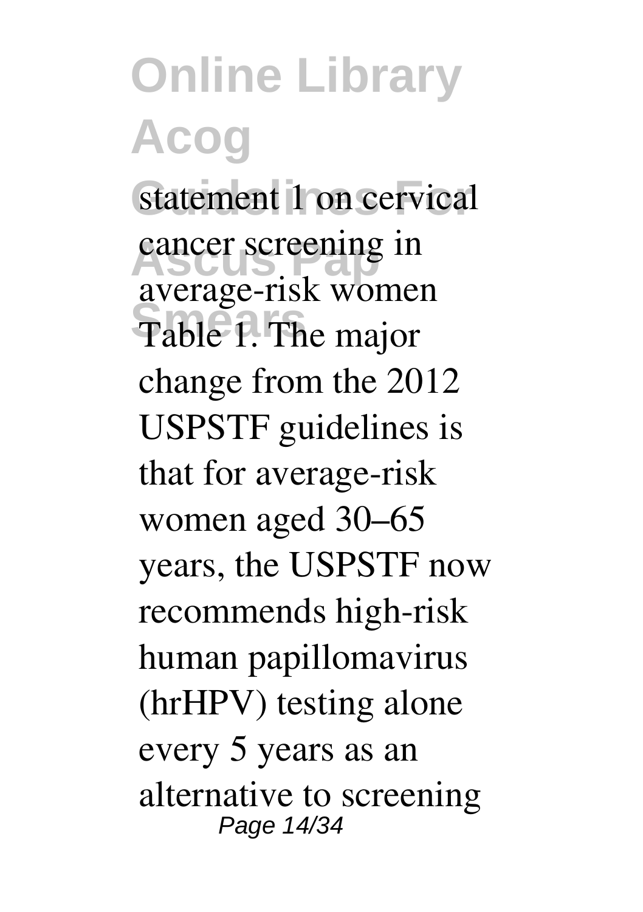statement 1 on cervical cancer screening in average-risk women Table 1. The major change from the 2012 USPSTF guidelines is that for average-risk women aged 30–65 years, the USPSTF now recommends high-risk human papillomavirus (hrHPV) testing alone every 5 years as an alternative to screening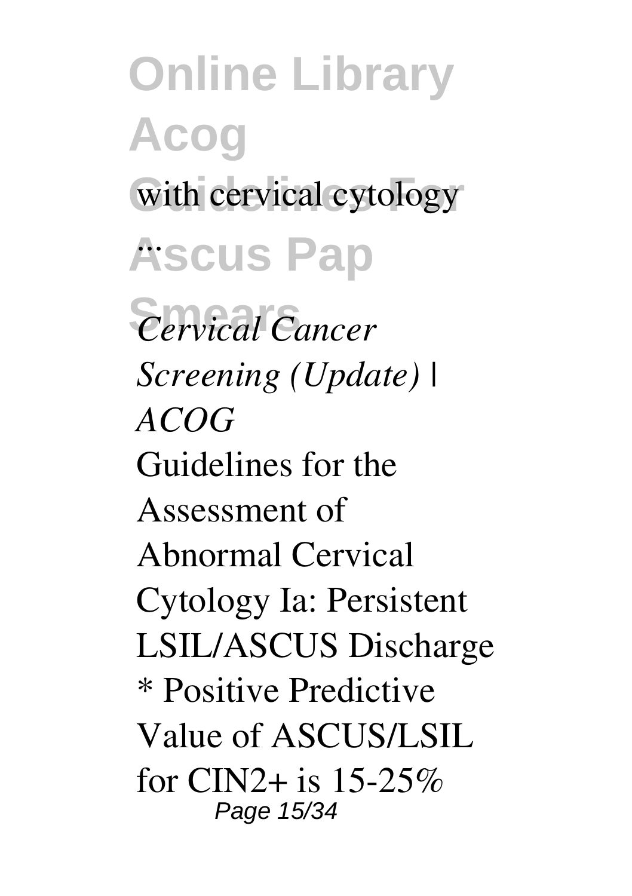with cervical cytology

...

*Cervical Cancer Screening (Update) | ACOG*

Guidelines for the Assessment of Abnormal Cervical Cytology Ia: Persistent LSIL/ASCUS Discharge * Positive Predictive Value of ASCUS/LSIL for CIN2+ is 15-25%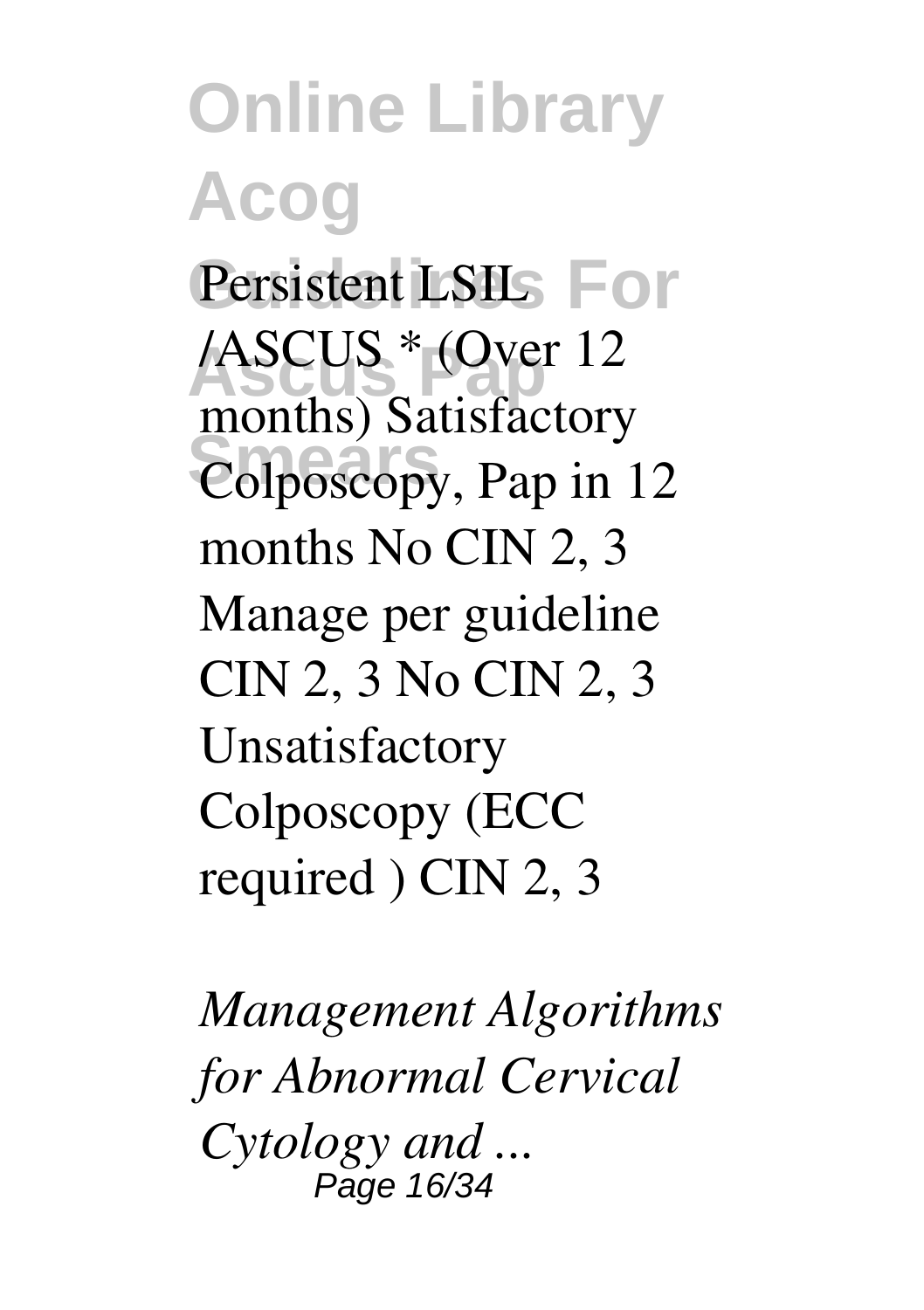Persistent LSIL /ASCUS * (Over 12 months) Satisfactory Colposcopy, Pap in 12 months No CIN 2, 3 Manage per guideline CIN 2, 3 No CIN 2, 3 Unsatisfactory Colposcopy (ECC required ) CIN 2, 3

*Management Algorithms for Abnormal Cervical Cytology and ...*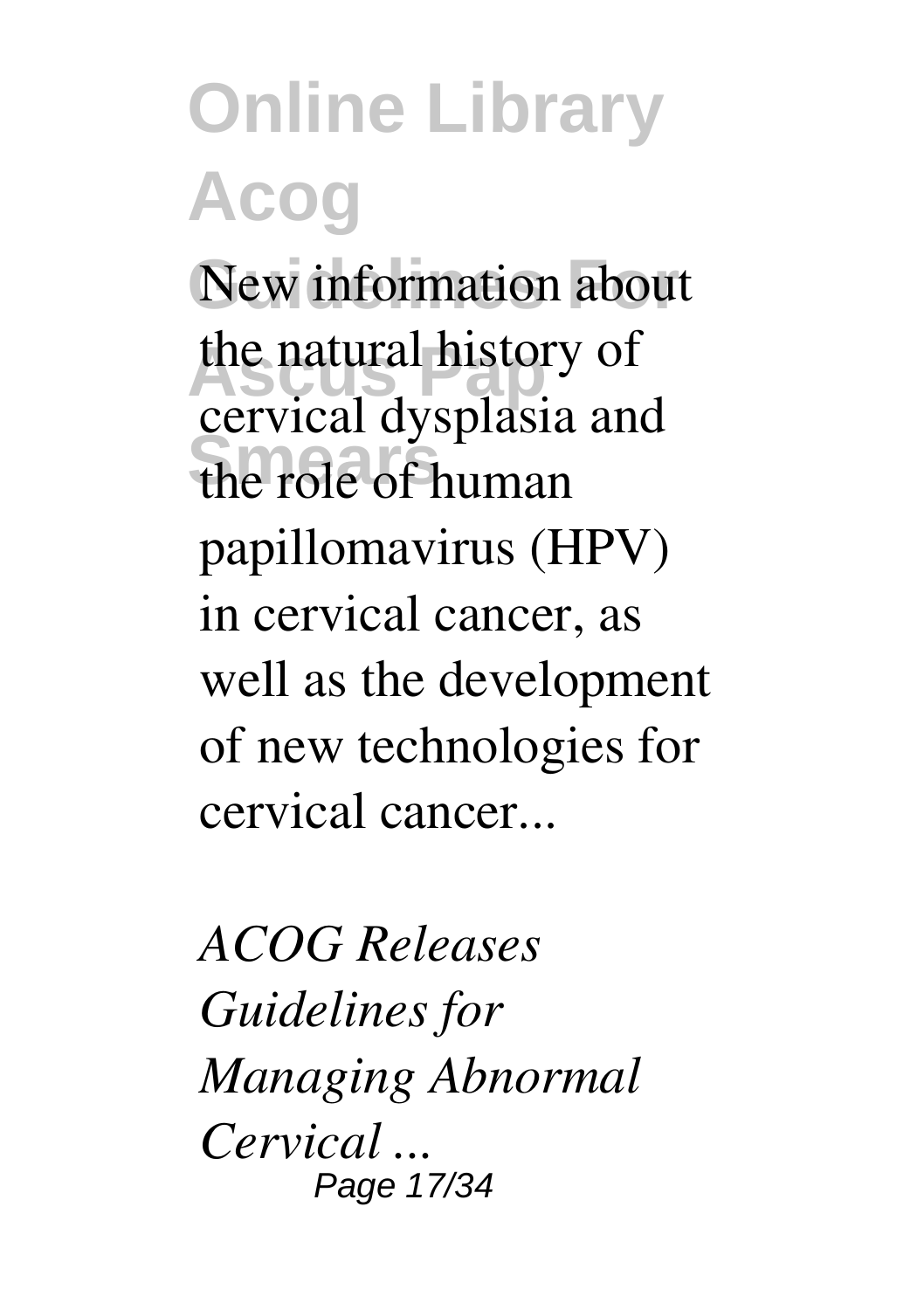New information about the natural history of cervical dysplasia and the role of human papillomavirus (HPV) in cervical cancer, as well as the development of new technologies for cervical cancer...

*ACOG Releases Guidelines for Managing Abnormal Cervical ...*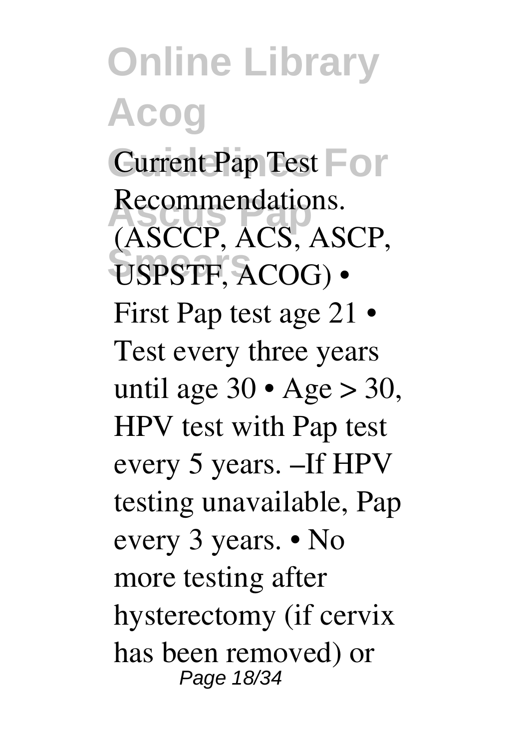Current Pap Test Recommendations. (ASCCP, ACS, ASCP, USPSTF, ACOG) • First Pap test age 21 • Test every three years until age 30 • Age > 30, HPV test with Pap test every 5 years. –If HPV testing unavailable, Pap every 3 years. • No more testing after hysterectomy (if cervix has been removed) or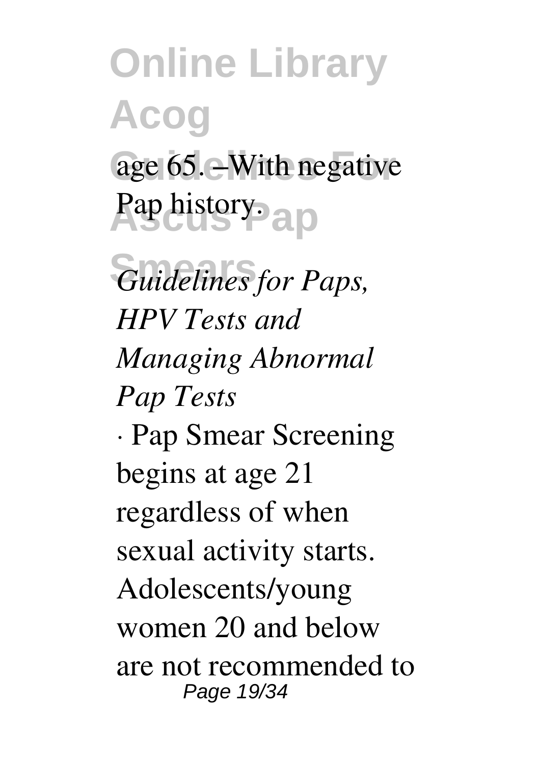age 65. –With negative Pap history.

*Guidelines for Paps, HPV Tests and Managing Abnormal Pap Tests*

· Pap Smear Screening begins at age 21 regardless of when sexual activity starts. Adolescents/young women 20 and below are not recommended to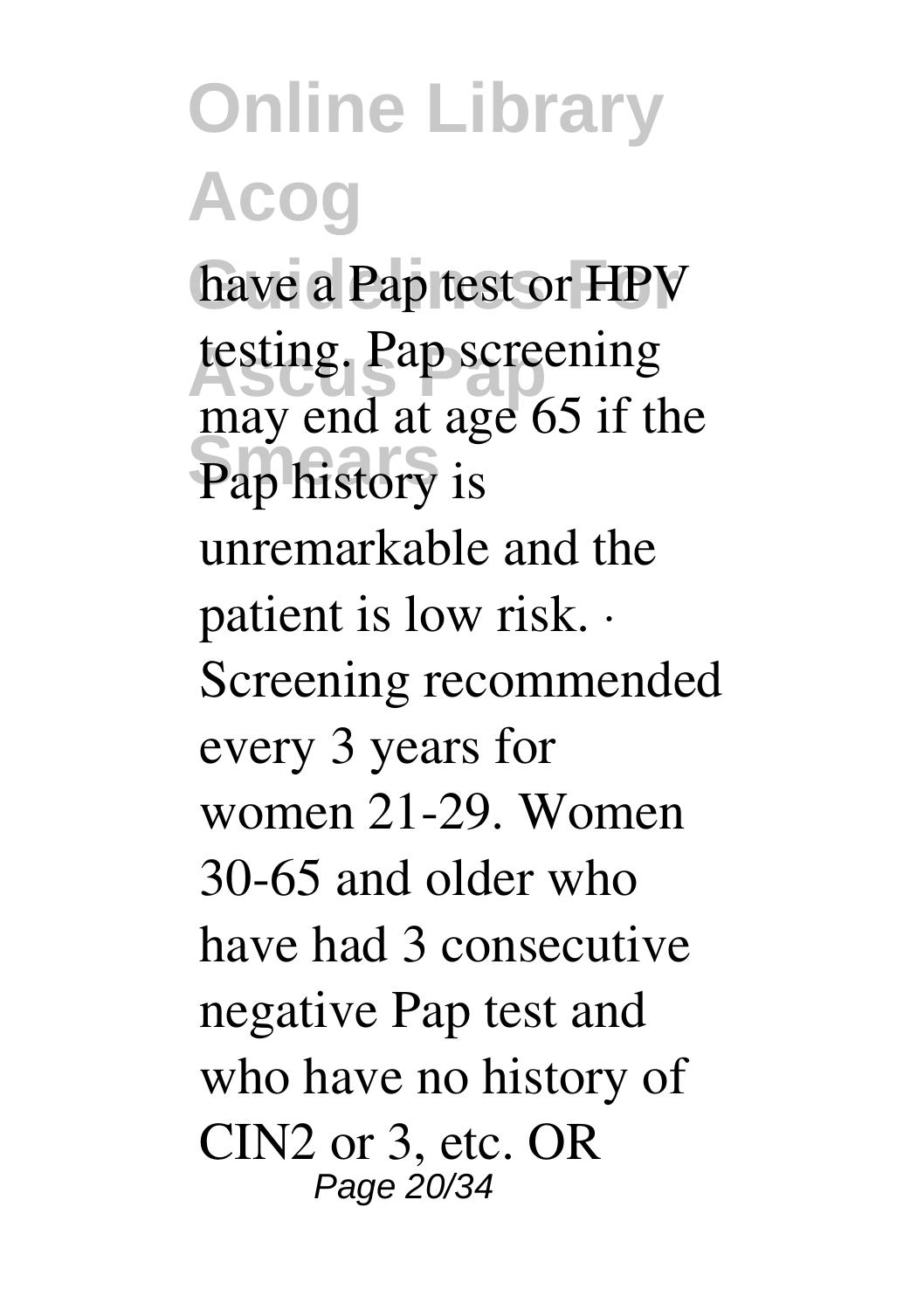have a Pap test or HPV testing. Pap screening may end at age 65 if the Pap history is unremarkable and the patient is low risk. · Screening recommended every 3 years for women 21-29. Women 30-65 and older who have had 3 consecutive negative Pap test and who have no history of CIN2 or 3, etc. OR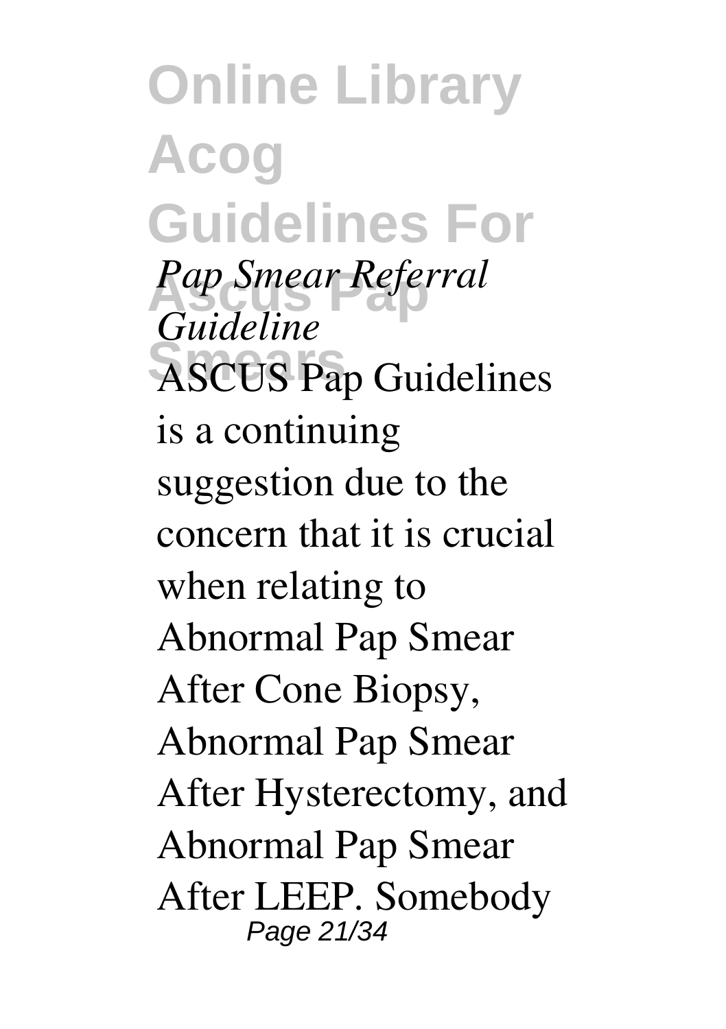*Pap Smear Referral Guideline*

ASCUS Pap Guidelines is a continuing suggestion due to the concern that it is crucial when relating to Abnormal Pap Smear After Cone Biopsy, Abnormal Pap Smear After Hysterectomy, and Abnormal Pap Smear After LEEP. Somebody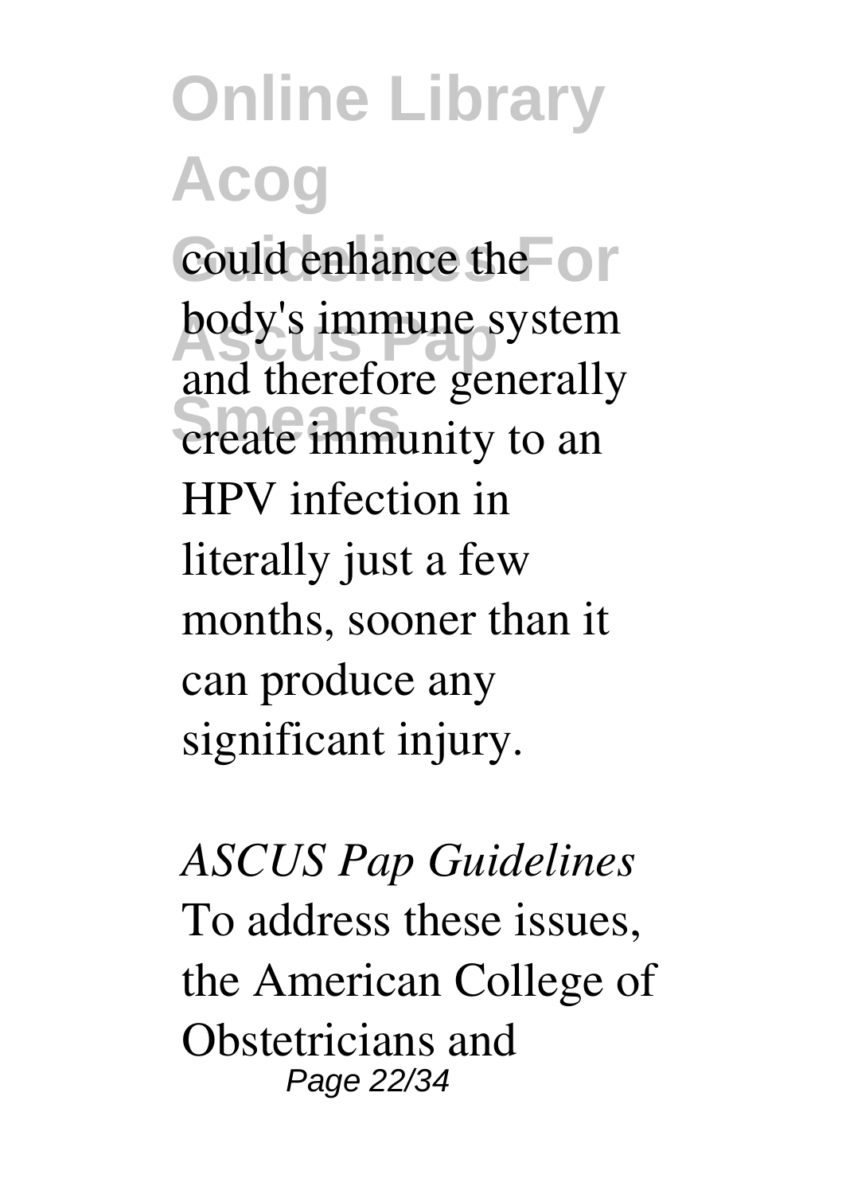could enhance the body's immune system and therefore generally create immunity to an HPV infection in literally just a few months, sooner than it can produce any significant injury.

*ASCUS Pap Guidelines*

To address these issues, the American College of Obstetricians and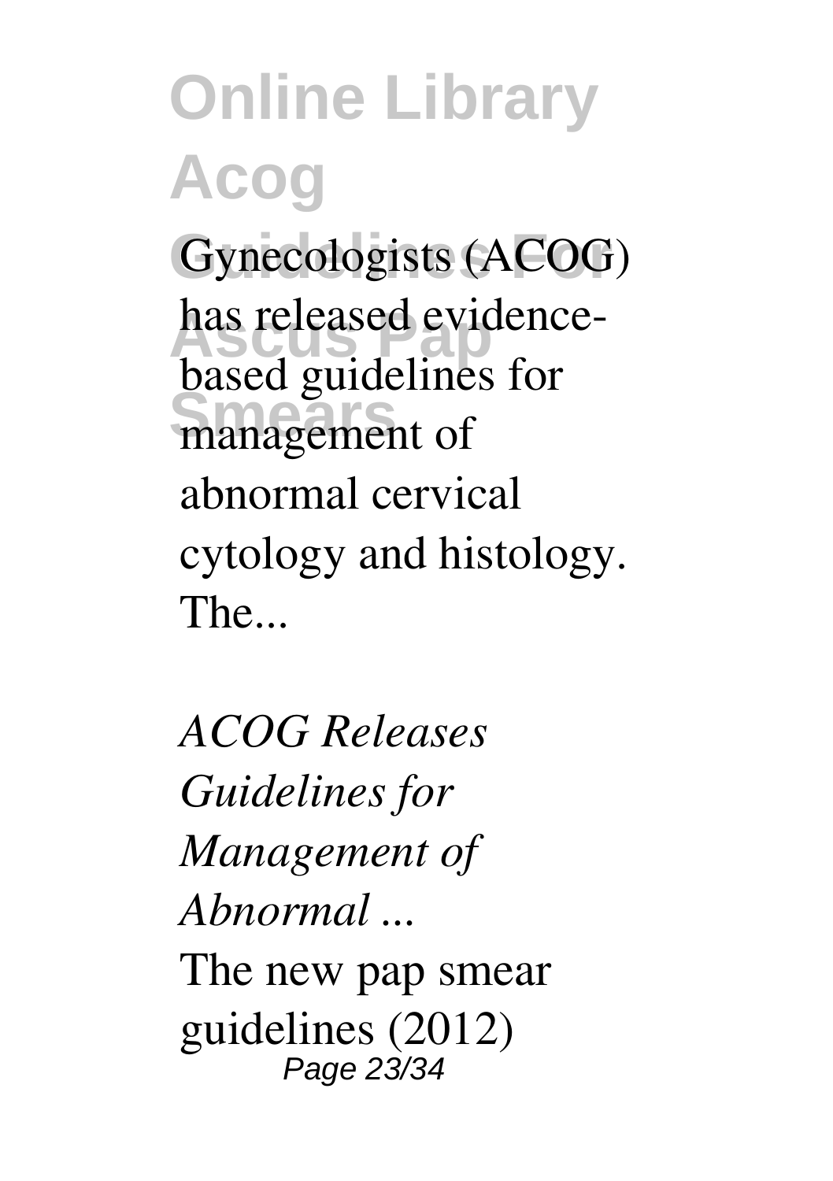Gynecologists (ACOG) has released evidence-based guidelines for management of abnormal cervical cytology and histology. The...

*ACOG Releases Guidelines for Management of Abnormal ...*

The new pap smear guidelines (2012)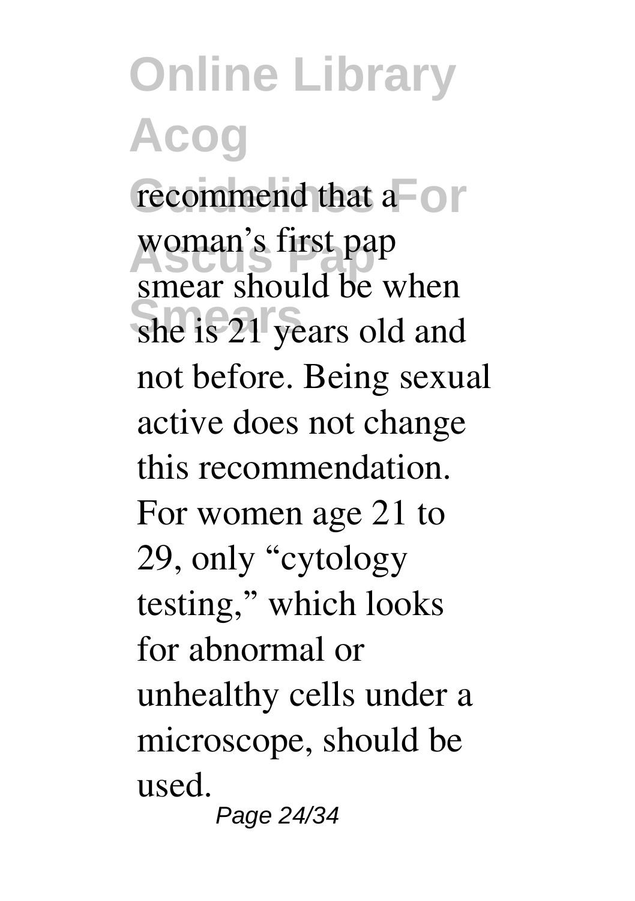recommend that a woman's first pap smear should be when she is 21 years old and not before. Being sexual active does not change this recommendation. For women age 21 to 29, only "cytology testing," which looks for abnormal or unhealthy cells under a microscope, should be used.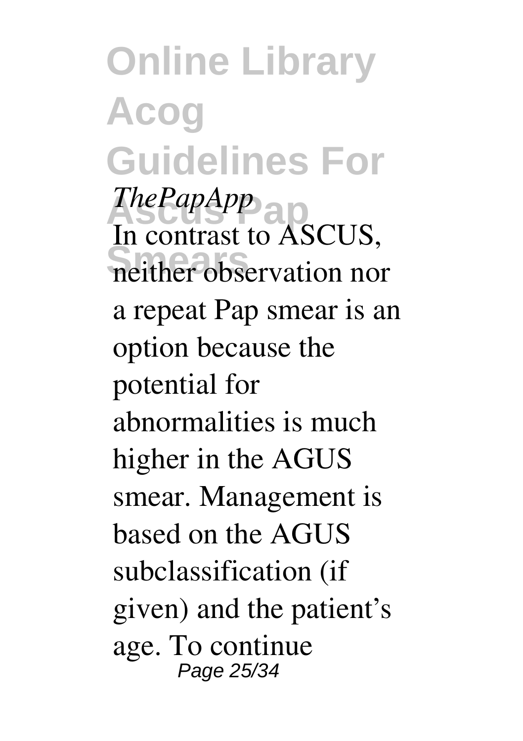*ThePapApp*

In contrast to ASCUS, neither observation nor a repeat Pap smear is an option because the potential for abnormalities is much higher in the AGUS smear. Management is based on the AGUS subclassification (if given) and the patient's age. To continue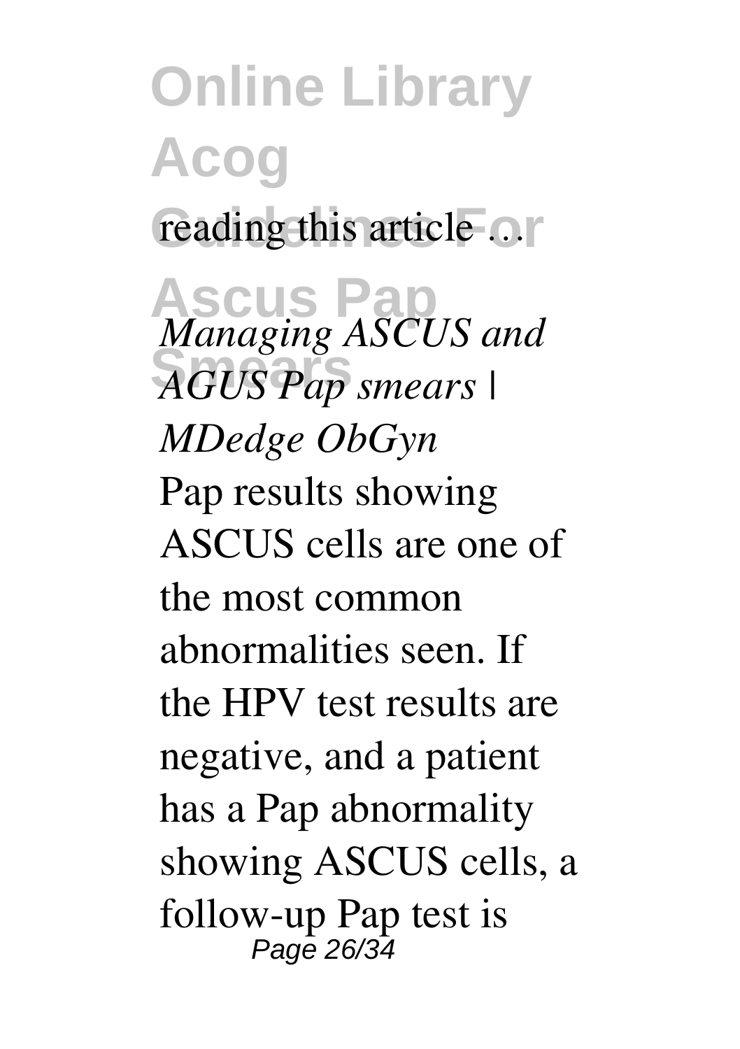reading this article ...

*Managing ASCUS and AGUS Pap smears | MDedge ObGyn*

Pap results showing ASCUS cells are one of the most common abnormalities seen. If the HPV test results are negative, and a patient has a Pap abnormality showing ASCUS cells, a follow-up Pap test is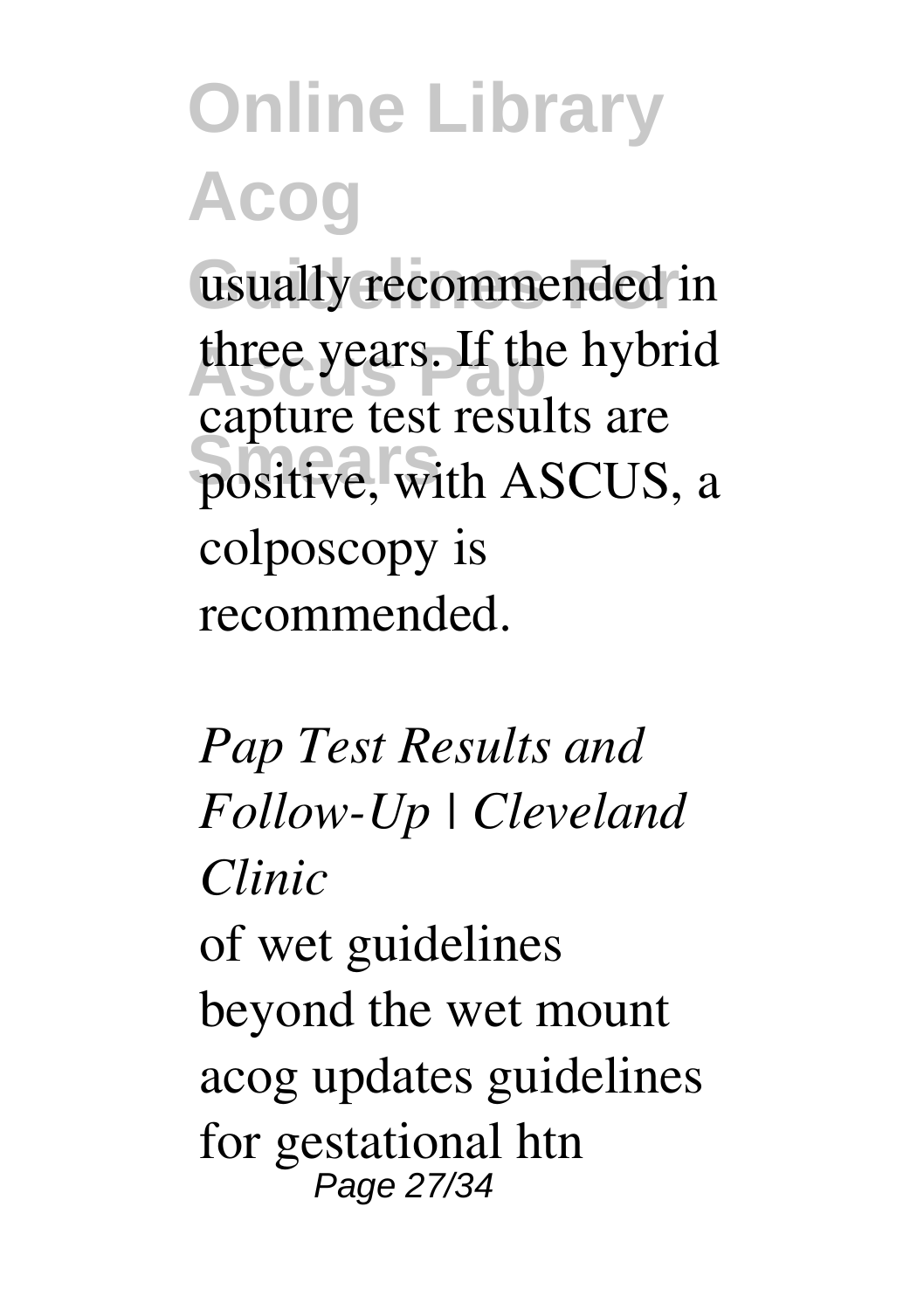usually recommended in three years. If the hybrid capture test results are positive, with ASCUS, a colposcopy is recommended.

*Pap Test Results and Follow-Up | Cleveland Clinic*

of wet guidelines beyond the wet mount acog updates guidelines for gestational htn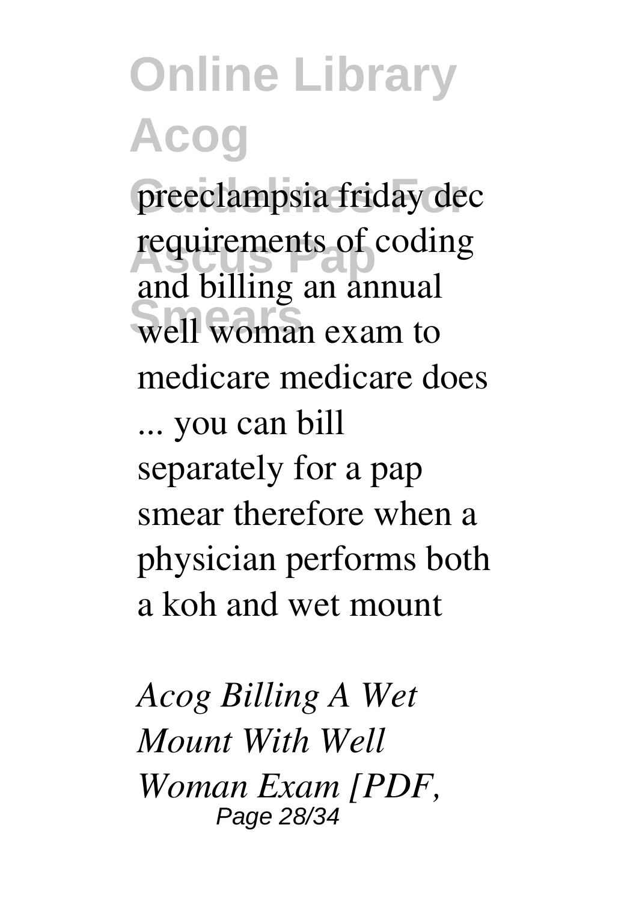preeclampsia friday dec requirements of coding and billing an annual well woman exam to medicare medicare does ... you can bill separately for a pap smear therefore when a physician performs both a koh and wet mount

*Acog Billing A Wet Mount With Well Woman Exam [PDF,*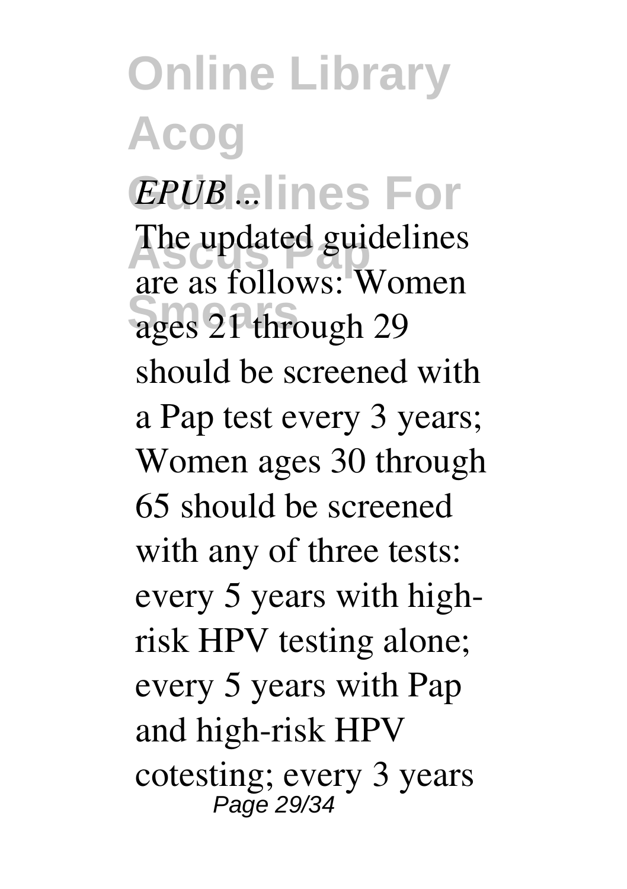*EPUB ...*

The updated guidelines are as follows: Women ages 21 through 29 should be screened with a Pap test every 3 years; Women ages 30 through 65 should be screened with any of three tests: every 5 years with high-risk HPV testing alone; every 5 years with Pap and high-risk HPV cotesting; every 3 years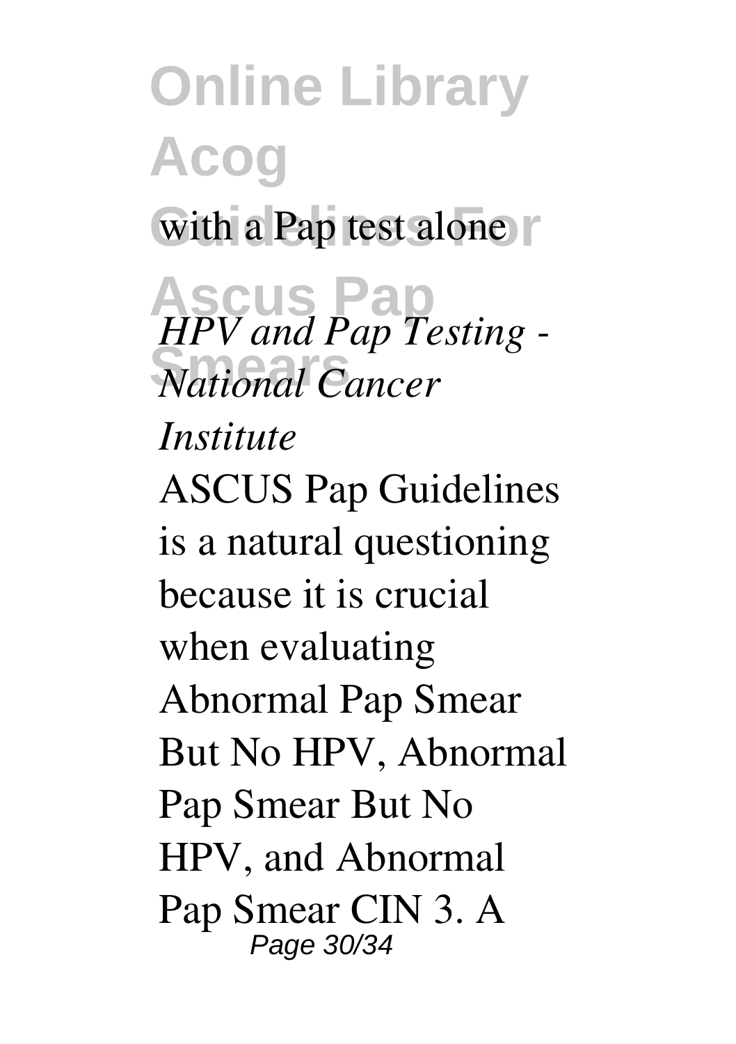with a Pap test alone

*HPV and Pap Testing - National Cancer Institute*

ASCUS Pap Guidelines is a natural questioning because it is crucial when evaluating Abnormal Pap Smear But No HPV, Abnormal Pap Smear But No HPV, and Abnormal Pap Smear CIN 3. A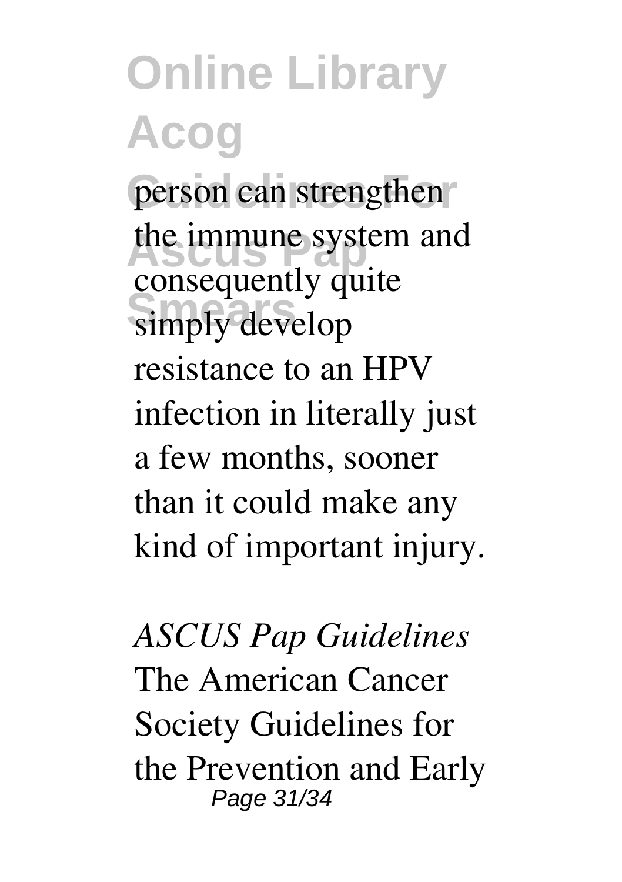person can strengthen the immune system and consequently quite simply develop resistance to an HPV infection in literally just a few months, sooner than it could make any kind of important injury.

*ASCUS Pap Guidelines*

The American Cancer Society Guidelines for the Prevention and Early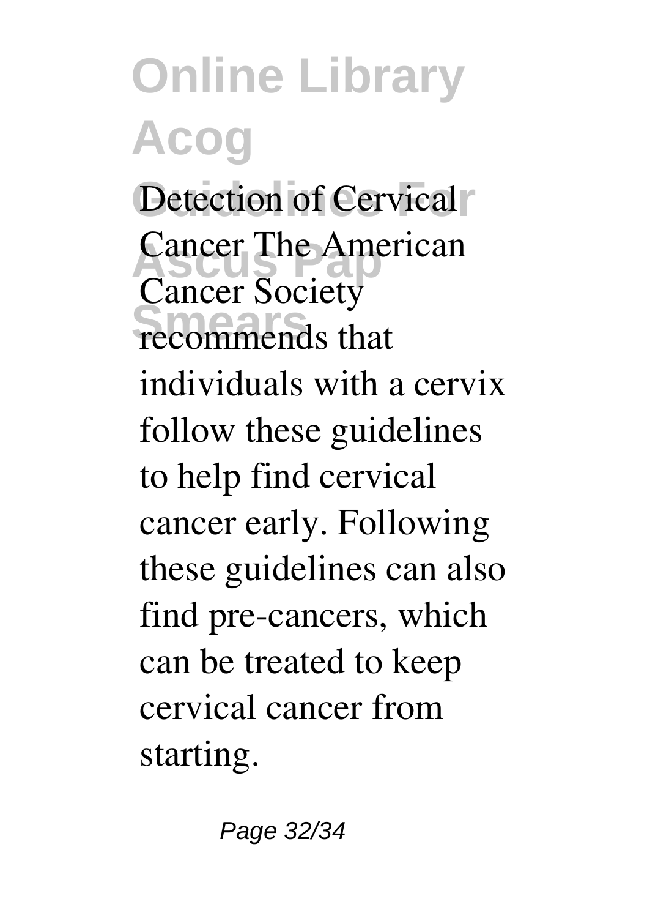Detection of Cervical Cancer The American Cancer Society recommends that individuals with a cervix follow these guidelines to help find cervical cancer early. Following these guidelines can also find pre-cancers, which can be treated to keep cervical cancer from starting.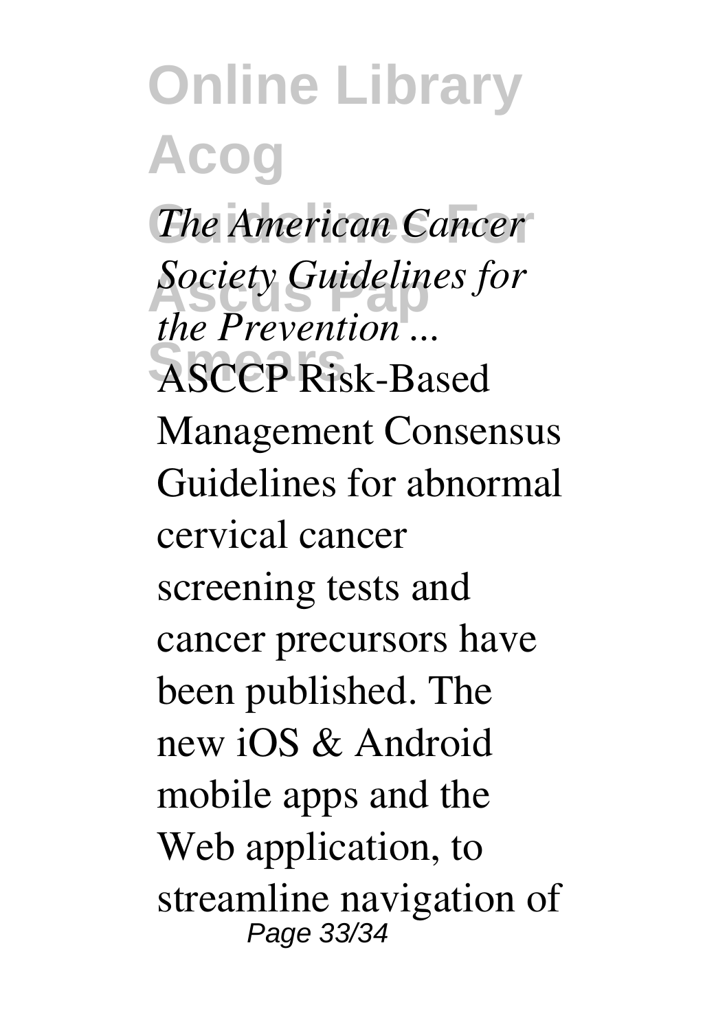*The American Cancer Society Guidelines for the Prevention ...*

ASCCP Risk-Based Management Consensus Guidelines for abnormal cervical cancer screening tests and cancer precursors have been published. The new iOS & Android mobile apps and the Web application, to streamline navigation of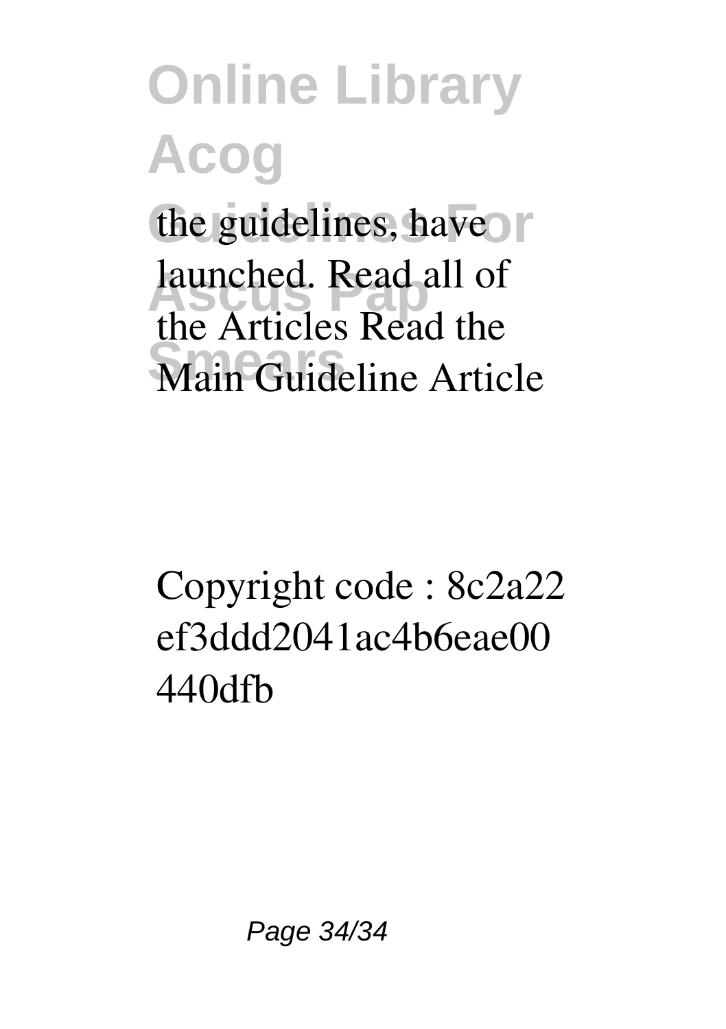the guidelines, have launched. Read all of the Articles Read the Main Guideline Article

Copyright code : 8c2a22ef3ddd2041ac4b6eae00440dfb